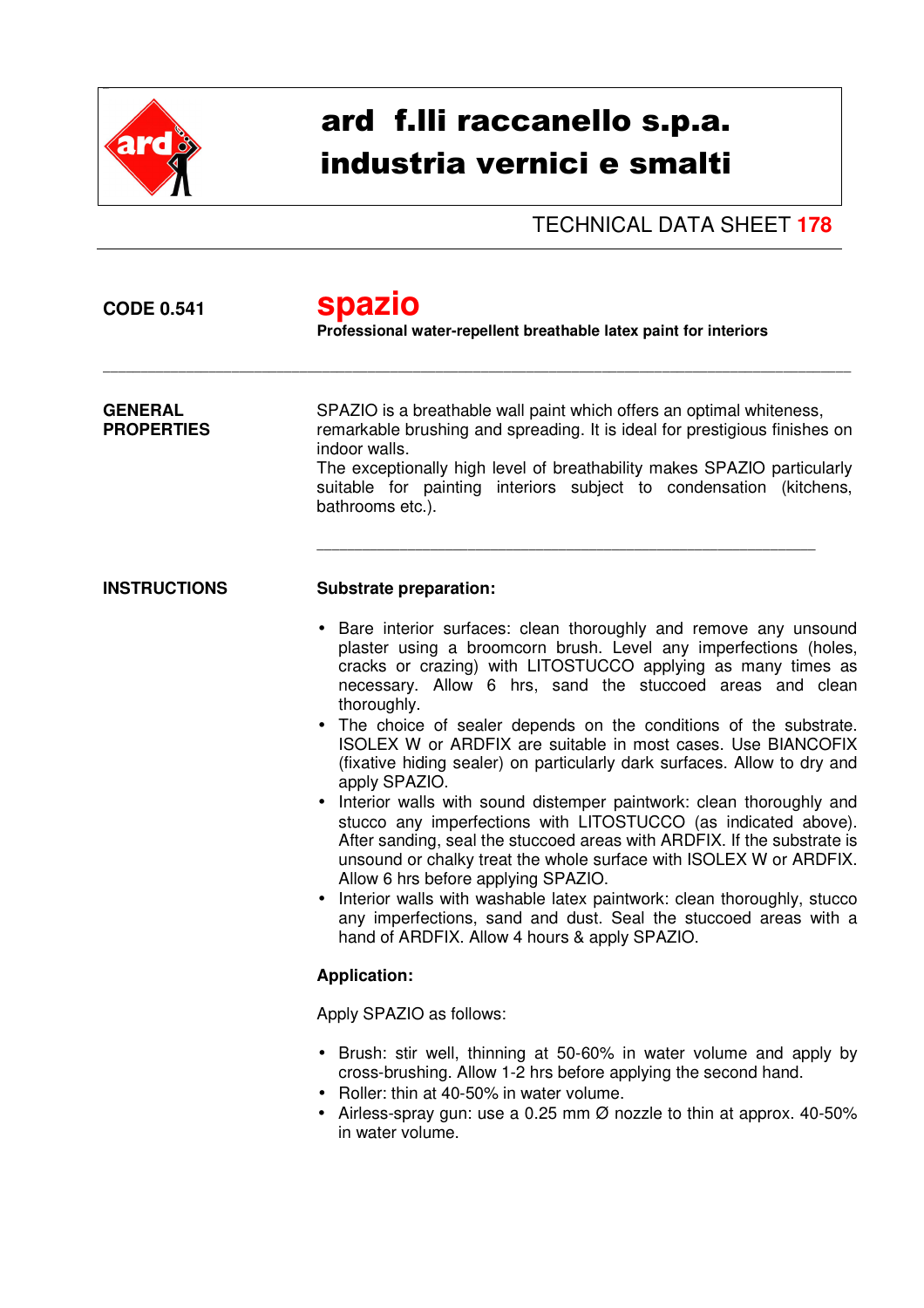# ard f.lli raccanello s.p.a.
# industria vernici e smalti

TECHNICAL DATA SHEET **178**

**CODE 0.541**

## spazio

**Professional water-repellent breathable latex paint for interiors**

---

**GENERAL PROPERTIES**

SPAZIO is a breathable wall paint which offers an optimal whiteness, remarkable brushing and spreading. It is ideal for prestigious finishes on indoor walls.
The exceptionally high level of breathability makes SPAZIO particularly suitable for painting interiors subject to condensation (kitchens, bathrooms etc.).

---

**INSTRUCTIONS**

**Substrate preparation:**

- Bare interior surfaces: clean thoroughly and remove any unsound plaster using a broomcorn brush. Level any imperfections (holes, cracks or crazing) with LITOSTUCCO applying as many times as necessary. Allow 6 hrs, sand the stuccoed areas and clean thoroughly.
- The choice of sealer depends on the conditions of the substrate. ISOLEX W or ARDFIX are suitable in most cases. Use BIANCOFIX (fixative hiding sealer) on particularly dark surfaces. Allow to dry and apply SPAZIO.
- Interior walls with sound distemper paintwork: clean thoroughly and stucco any imperfections with LITOSTUCCO (as indicated above). After sanding, seal the stuccoed areas with ARDFIX. If the substrate is unsound or chalky treat the whole surface with ISOLEX W or ARDFIX. Allow 6 hrs before applying SPAZIO.
- Interior walls with washable latex paintwork: clean thoroughly, stucco any imperfections, sand and dust. Seal the stuccoed areas with a hand of ARDFIX. Allow 4 hours & apply SPAZIO.

**Application:**

Apply SPAZIO as follows:

- Brush: stir well, thinning at 50-60% in water volume and apply by cross-brushing. Allow 1-2 hrs before applying the second hand.
- Roller: thin at 40-50% in water volume.
- Airless-spray gun: use a 0.25 mm Ø nozzle to thin at approx. 40-50% in water volume.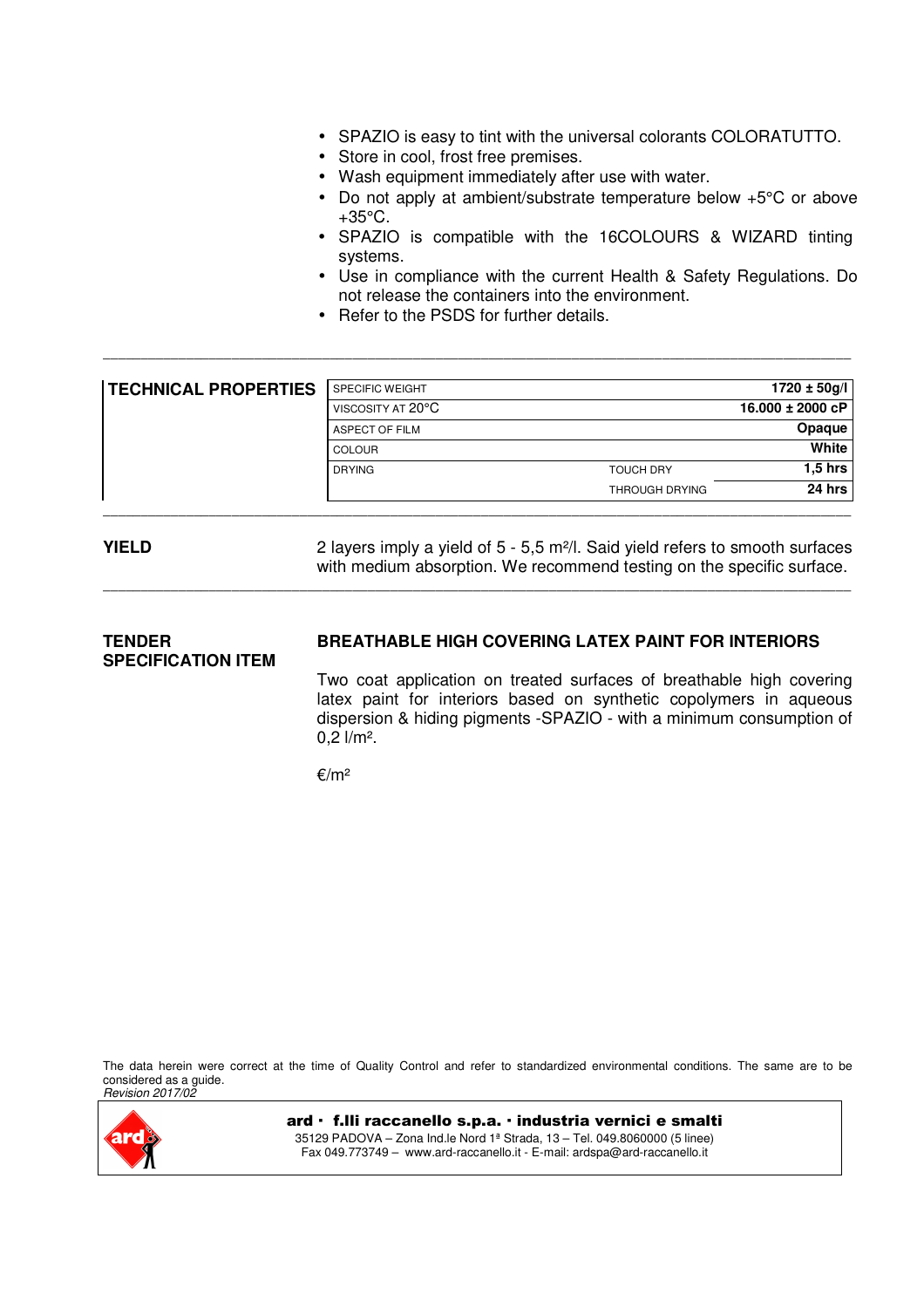- SPAZIO is easy to tint with the universal colorants COLORATUTTO.
- Store in cool, frost free premises.
- Wash equipment immediately after use with water.
- Do not apply at ambient/substrate temperature below +5°C or above +35°C.
- SPAZIO is compatible with the 16COLOURS & WIZARD tinting systems.
- Use in compliance with the current Health & Safety Regulations. Do not release the containers into the environment.
- Refer to the PSDS for further details.

## TECHNICAL PROPERTIES

| | | |
|---|---|---|
| SPECIFIC WEIGHT | | **1720 ± 50g/l** |
| VISCOSITY AT 20°C | | **16.000 ± 2000 cP** |
| ASPECT OF FILM | | **Opaque** |
| COLOUR | | **White** |
| DRYING | TOUCH DRY | **1,5 hrs** |
| | THROUGH DRYING | **24 hrs** |

## YIELD

2 layers imply a yield of 5 - 5,5 m²/l. Said yield refers to smooth surfaces with medium absorption. We recommend testing on the specific surface.

## TENDER SPECIFICATION ITEM

**BREATHABLE HIGH COVERING LATEX PAINT FOR INTERIORS**

Two coat application on treated surfaces of breathable high covering latex paint for interiors based on synthetic copolymers in aqueous dispersion & hiding pigments -SPAZIO - with a minimum consumption of 0,2 l/m².

€/m²

The data herein were correct at the time of Quality Control and refer to standardized environmental conditions. The same are to be considered as a guide.

*Revision 2017/02*

**ard · f.lli raccanello s.p.a. · industria vernici e smalti**
35129 PADOVA – Zona Ind.le Nord 1ª Strada, 13 – Tel. 049.8060000 (5 linee)
Fax 049.773749 – www.ard-raccanello.it - E-mail: ardspa@ard-raccanello.it